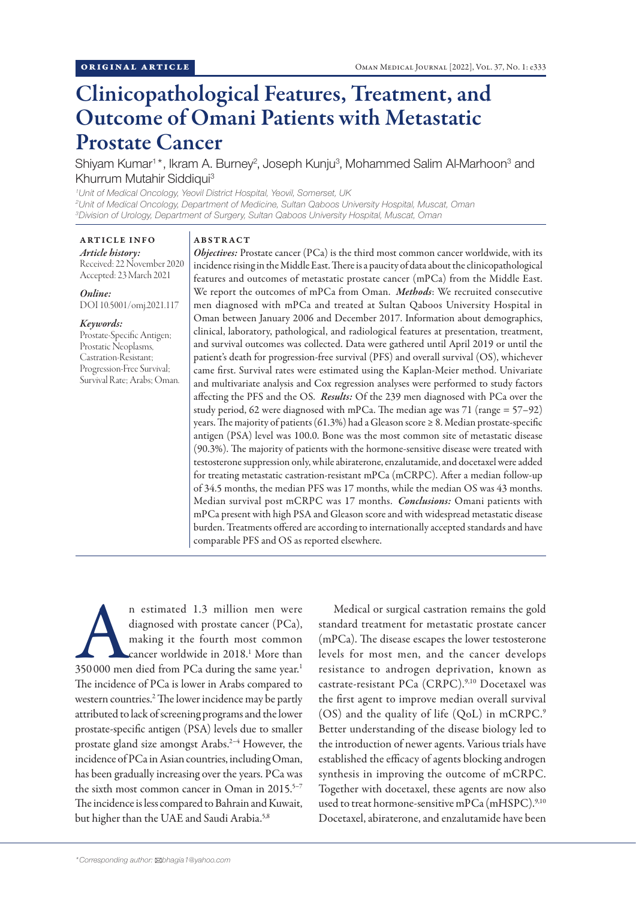ORIGINAL ARTICLE

# Clinicopathological Features, Treatment, and Outcome of Omani Patients with Metastatic Prostate Cancer

Shiyam Kumar[1]*, Ikram A. Burney[2], Joseph Kunju[3], Mohammed Salim Al-Marhoon[3] and Khurrum Mutahir Siddiqui[3]

[1]*Unit of Medical Oncology, Yeovil District Hospital, Yeovil, Somerset, UK*
[2]*Unit of Medical Oncology, Department of Medicine, Sultan Qaboos University Hospital, Muscat, Oman*
[3]*Division of Urology, Department of Surgery, Sultan Qaboos University Hospital, Muscat, Oman*

ARTICLE INFO

*Article history:*
Received: 22 November 2020
Accepted: 23 March 2021

*Online:*
DOI 10.5001/omj.2021.117

*Keywords:*
Prostate-Specific Antigen; Prostatic Neoplasms, Castration-Resistant; Progression-Free Survival; Survival Rate; Arabs; Oman.

ABSTRACT

***Objectives:*** Prostate cancer (PCa) is the third most common cancer worldwide, with its incidence rising in the Middle East. There is a paucity of data about the clinicopathological features and outcomes of metastatic prostate cancer (mPCa) from the Middle East. We report the outcomes of mPCa from Oman. ***Methods***: We recruited consecutive men diagnosed with mPCa and treated at Sultan Qaboos University Hospital in Oman between January 2006 and December 2017. Information about demographics, clinical, laboratory, pathological, and radiological features at presentation, treatment, and survival outcomes was collected. Data were gathered until April 2019 or until the patient's death for progression-free survival (PFS) and overall survival (OS), whichever came first. Survival rates were estimated using the Kaplan-Meier method. Univariate and multivariate analysis and Cox regression analyses were performed to study factors affecting the PFS and the OS. ***Results:*** Of the 239 men diagnosed with PCa over the study period, 62 were diagnosed with mPCa. The median age was 71 (range = 57–92) years. The majority of patients (61.3%) had a Gleason score ≥ 8. Median prostate-specific antigen (PSA) level was 100.0. Bone was the most common site of metastatic disease (90.3%). The majority of patients with the hormone-sensitive disease were treated with testosterone suppression only, while abiraterone, enzalutamide, and docetaxel were added for treating metastatic castration-resistant mPCa (mCRPC). After a median follow-up of 34.5 months, the median PFS was 17 months, while the median OS was 43 months. Median survival post mCRPC was 17 months. ***Conclusions:*** Omani patients with mPCa present with high PSA and Gleason score and with widespread metastatic disease burden. Treatments offered are according to internationally accepted standards and have comparable PFS and OS as reported elsewhere.

An estimated 1.3 million men were diagnosed with prostate cancer (PCa), making it the fourth most common cancer worldwide in 2018.[1] More than 350 000 men died from PCa during the same year.[1] The incidence of PCa is lower in Arabs compared to western countries.[2] The lower incidence may be partly attributed to lack of screening programs and the lower prostate-specific antigen (PSA) levels due to smaller prostate gland size amongst Arabs.[2–4] However, the incidence of PCa in Asian countries, including Oman, has been gradually increasing over the years. PCa was the sixth most common cancer in Oman in 2015.[5–7] The incidence is less compared to Bahrain and Kuwait, but higher than the UAE and Saudi Arabia.[5,8]

Medical or surgical castration remains the gold standard treatment for metastatic prostate cancer (mPCa). The disease escapes the lower testosterone levels for most men, and the cancer develops resistance to androgen deprivation, known as castrate-resistant PCa (CRPC).[9,10] Docetaxel was the first agent to improve median overall survival (OS) and the quality of life (QoL) in mCRPC.[9] Better understanding of the disease biology led to the introduction of newer agents. Various trials have established the efficacy of agents blocking androgen synthesis in improving the outcome of mCRPC. Together with docetaxel, these agents are now also used to treat hormone-sensitive mPCa (mHSPC).[9,10] Docetaxel, abiraterone, and enzalutamide have been

*\*Corresponding author: bhagia1@yahoo.com*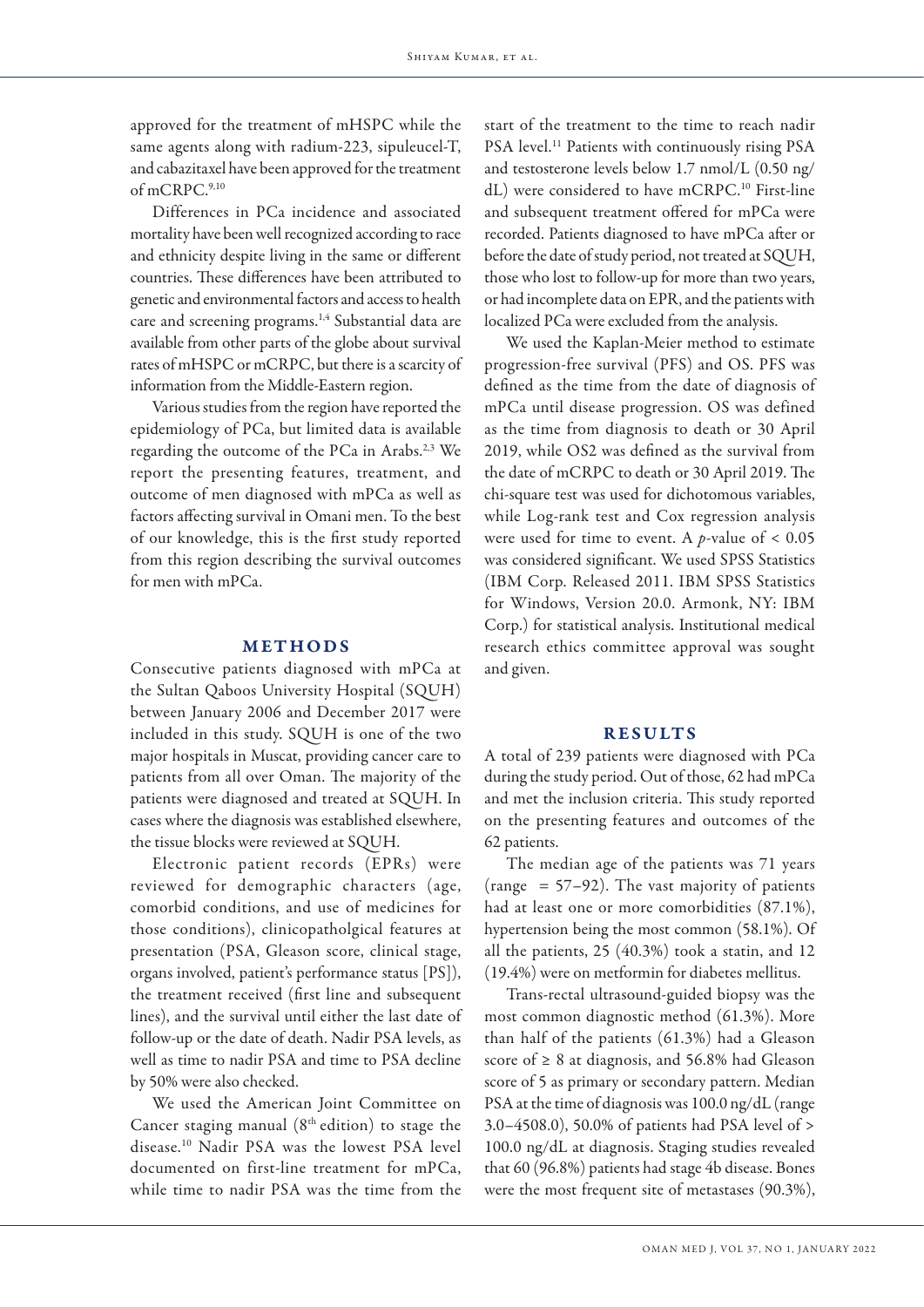approved for the treatment of mHSPC while the same agents along with radium-223, sipuleucel-T, and cabazitaxel have been approved for the treatment of mCRPC.[9,10]

Differences in PCa incidence and associated mortality have been well recognized according to race and ethnicity despite living in the same or different countries. These differences have been attributed to genetic and environmental factors and access to health care and screening programs.[1,4] Substantial data are available from other parts of the globe about survival rates of mHSPC or mCRPC, but there is a scarcity of information from the Middle-Eastern region.

Various studies from the region have reported the epidemiology of PCa, but limited data is available regarding the outcome of the PCa in Arabs.[2,3] We report the presenting features, treatment, and outcome of men diagnosed with mPCa as well as factors affecting survival in Omani men. To the best of our knowledge, this is the first study reported from this region describing the survival outcomes for men with mPCa.

## METHODS

Consecutive patients diagnosed with mPCa at the Sultan Qaboos University Hospital (SQUH) between January 2006 and December 2017 were included in this study. SQUH is one of the two major hospitals in Muscat, providing cancer care to patients from all over Oman. The majority of the patients were diagnosed and treated at SQUH. In cases where the diagnosis was established elsewhere, the tissue blocks were reviewed at SQUH.

Electronic patient records (EPRs) were reviewed for demographic characters (age, comorbid conditions, and use of medicines for those conditions), clinicopatholgical features at presentation (PSA, Gleason score, clinical stage, organs involved, patient's performance status [PS]), the treatment received (first line and subsequent lines), and the survival until either the last date of follow-up or the date of death. Nadir PSA levels, as well as time to nadir PSA and time to PSA decline by 50% were also checked.

We used the American Joint Committee on Cancer staging manual (8th edition) to stage the disease.[10] Nadir PSA was the lowest PSA level documented on first-line treatment for mPCa, while time to nadir PSA was the time from the start of the treatment to the time to reach nadir PSA level.[11] Patients with continuously rising PSA and testosterone levels below 1.7 nmol/L (0.50 ng/dL) were considered to have mCRPC.[10] First-line and subsequent treatment offered for mPCa were recorded. Patients diagnosed to have mPCa after or before the date of study period, not treated at SQUH, those who lost to follow-up for more than two years, or had incomplete data on EPR, and the patients with localized PCa were excluded from the analysis.

We used the Kaplan-Meier method to estimate progression-free survival (PFS) and OS. PFS was defined as the time from the date of diagnosis of mPCa until disease progression. OS was defined as the time from diagnosis to death or 30 April 2019, while OS2 was defined as the survival from the date of mCRPC to death or 30 April 2019. The chi-square test was used for dichotomous variables, while Log-rank test and Cox regression analysis were used for time to event. A $p$-value of $< 0.05$ was considered significant. We used SPSS Statistics (IBM Corp. Released 2011. IBM SPSS Statistics for Windows, Version 20.0. Armonk, NY: IBM Corp.) for statistical analysis. Institutional medical research ethics committee approval was sought and given.

## RESULTS

A total of 239 patients were diagnosed with PCa during the study period. Out of those, 62 had mPCa and met the inclusion criteria. This study reported on the presenting features and outcomes of the 62 patients.

The median age of the patients was 71 years (range = 57–92). The vast majority of patients had at least one or more comorbidities (87.1%), hypertension being the most common (58.1%). Of all the patients, 25 (40.3%) took a statin, and 12 (19.4%) were on metformin for diabetes mellitus.

Trans-rectal ultrasound-guided biopsy was the most common diagnostic method (61.3%). More than half of the patients (61.3%) had a Gleason score of ≥ 8 at diagnosis, and 56.8% had Gleason score of 5 as primary or secondary pattern. Median PSA at the time of diagnosis was 100.0 ng/dL (range 3.0–4508.0), 50.0% of patients had PSA level of > 100.0 ng/dL at diagnosis. Staging studies revealed that 60 (96.8%) patients had stage 4b disease. Bones were the most frequent site of metastases (90.3%),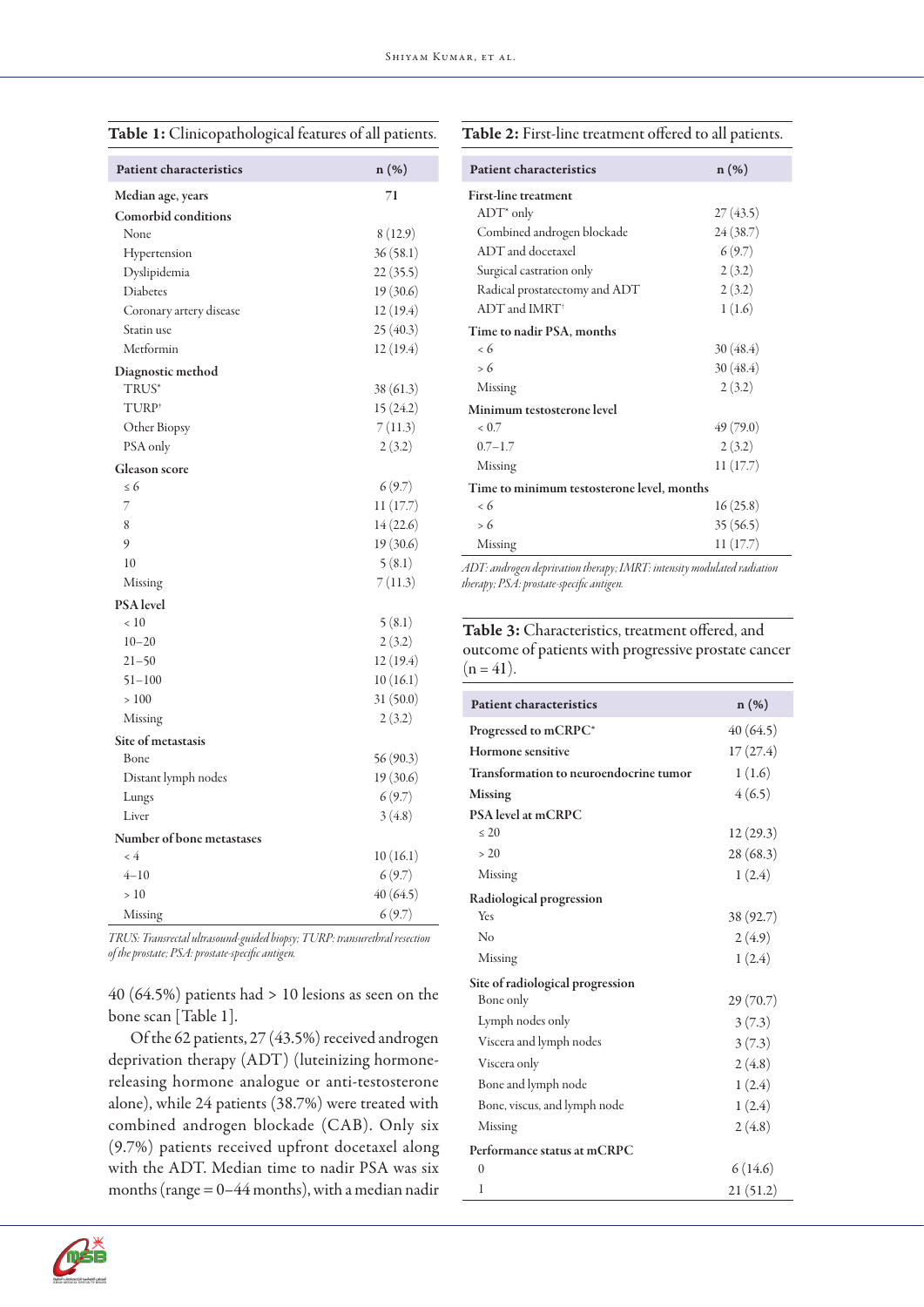**Table 1:** Clinicopathological features of all patients.

| Patient characteristics | n (%) |
|---|---|
| **Median age, years** | 71 |
| **Comorbid conditions** | |
| None | 8 (12.9) |
| Hypertension | 36 (58.1) |
| Dyslipidemia | 22 (35.5) |
| Diabetes | 19 (30.6) |
| Coronary artery disease | 12 (19.4) |
| Statin use | 25 (40.3) |
| Metformin | 12 (19.4) |
| **Diagnostic method** | |
| TRUS* | 38 (61.3) |
| TURP† | 15 (24.2) |
| Other Biopsy | 7 (11.3) |
| PSA only | 2 (3.2) |
| **Gleason score** | |
| ≤ 6 | 6 (9.7) |
| 7 | 11 (17.7) |
| 8 | 14 (22.6) |
| 9 | 19 (30.6) |
| 10 | 5 (8.1) |
| Missing | 7 (11.3) |
| **PSA level** | |
| < 10 | 5 (8.1) |
| 10–20 | 2 (3.2) |
| 21–50 | 12 (19.4) |
| 51–100 | 10 (16.1) |
| > 100 | 31 (50.0) |
| Missing | 2 (3.2) |
| **Site of metastasis** | |
| Bone | 56 (90.3) |
| Distant lymph nodes | 19 (30.6) |
| Lungs | 6 (9.7) |
| Liver | 3 (4.8) |
| **Number of bone metastases** | |
| < 4 | 10 (16.1) |
| 4–10 | 6 (9.7) |
| > 10 | 40 (64.5) |
| Missing | 6 (9.7) |

*TRUS: Transrectal ultrasound-guided biopsy; TURP: transurethral resection of the prostate; PSA: prostate-specific antigen.*

40 (64.5%) patients had > 10 lesions as seen on the bone scan [Table 1].

Of the 62 patients, 27 (43.5%) received androgen deprivation therapy (ADT) (luteinizing hormone-releasing hormone analogue or anti-testosterone alone), while 24 patients (38.7%) were treated with combined androgen blockade (CAB). Only six (9.7%) patients received upfront docetaxel along with the ADT. Median time to nadir PSA was six months (range = 0–44 months), with a median nadir

**Table 2:** First-line treatment offered to all patients.

| Patient characteristics | n (%) |
|---|---|
| **First-line treatment** | |
| ADT* only | 27 (43.5) |
| Combined androgen blockade | 24 (38.7) |
| ADT and docetaxel | 6 (9.7) |
| Surgical castration only | 2 (3.2) |
| Radical prostatectomy and ADT | 2 (3.2) |
| ADT and IMRT† | 1 (1.6) |
| **Time to nadir PSA, months** | |
| < 6 | 30 (48.4) |
| > 6 | 30 (48.4) |
| Missing | 2 (3.2) |
| **Minimum testosterone level** | |
| < 0.7 | 49 (79.0) |
| 0.7–1.7 | 2 (3.2) |
| Missing | 11 (17.7) |
| **Time to minimum testosterone level, months** | |
| < 6 | 16 (25.8) |
| > 6 | 35 (56.5) |
| Missing | 11 (17.7) |

*ADT: androgen deprivation therapy; IMRT: intensity modulated radiation therapy; PSA: prostate-specific antigen.*

**Table 3:** Characteristics, treatment offered, and outcome of patients with progressive prostate cancer (n = 41).

| Patient characteristics | n (%) |
|---|---|
| **Progressed to mCRPC*** | 40 (64.5) |
| **Hormone sensitive** | 17 (27.4) |
| **Transformation to neuroendocrine tumor** | 1 (1.6) |
| **Missing** | 4 (6.5) |
| **PSA level at mCRPC** | |
| ≤ 20 | 12 (29.3) |
| > 20 | 28 (68.3) |
| Missing | 1 (2.4) |
| **Radiological progression** | |
| Yes | 38 (92.7) |
| No | 2 (4.9) |
| Missing | 1 (2.4) |
| **Site of radiological progression** | |
| Bone only | 29 (70.7) |
| Lymph nodes only | 3 (7.3) |
| Viscera and lymph nodes | 3 (7.3) |
| Viscera only | 2 (4.8) |
| Bone and lymph node | 1 (2.4) |
| Bone, viscus, and lymph node | 1 (2.4) |
| Missing | 2 (4.8) |
| **Performance status at mCRPC** | |
| 0 | 6 (14.6) |
| 1 | 21 (51.2) |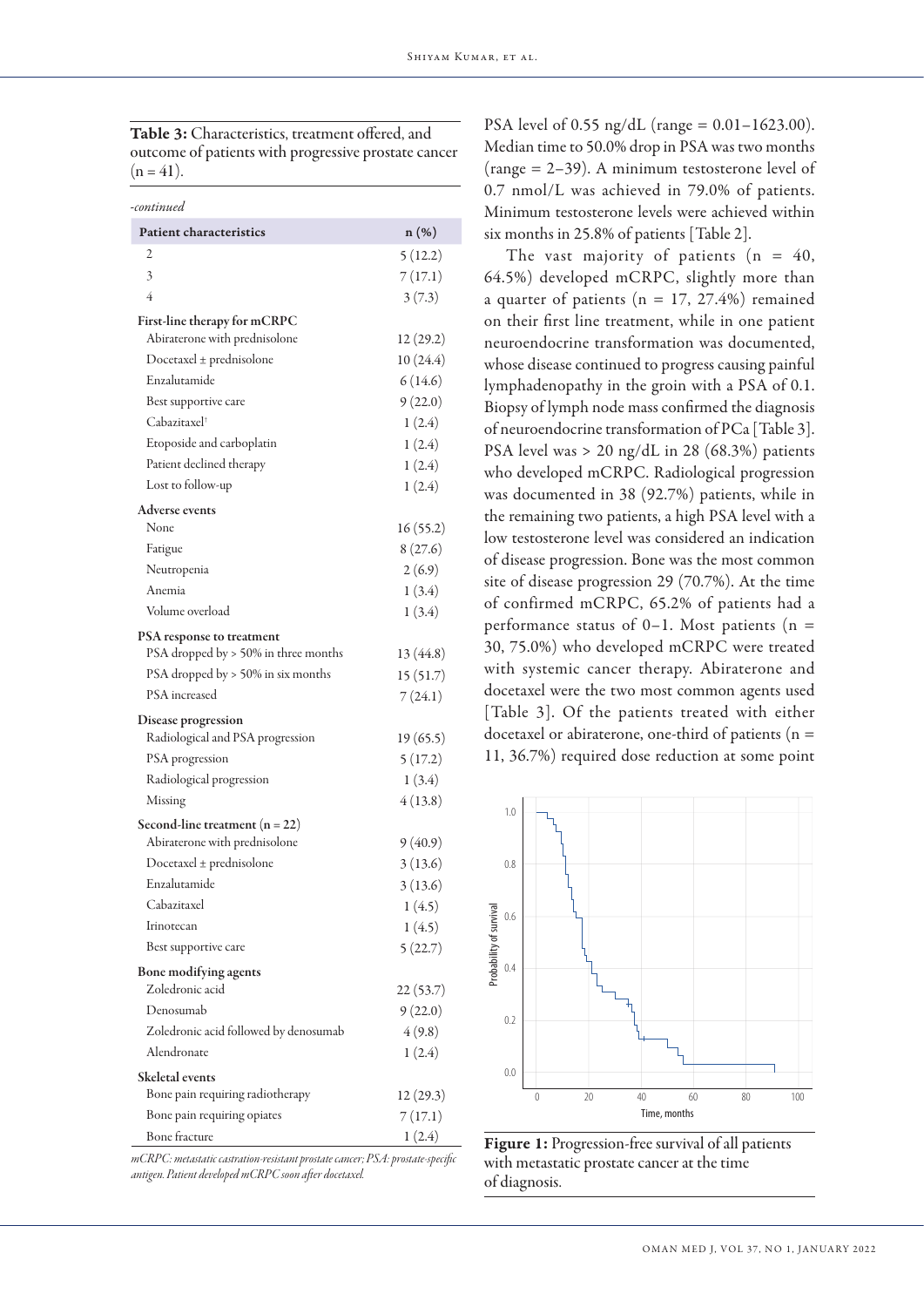**Table 3:** Characteristics, treatment offered, and outcome of patients with progressive prostate cancer (n = 41).

*-continued*

| Patient characteristics | n (%) |
|---|---|
| 2 | 5 (12.2) |
| 3 | 7 (17.1) |
| 4 | 3 (7.3) |
| **First-line therapy for mCRPC** | |
| Abiraterone with prednisolone | 12 (29.2) |
| Docetaxel ± prednisolone | 10 (24.4) |
| Enzalutamide | 6 (14.6) |
| Best supportive care | 9 (22.0) |
| Cabazitaxel[†] | 1 (2.4) |
| Etoposide and carboplatin | 1 (2.4) |
| Patient declined therapy | 1 (2.4) |
| Lost to follow-up | 1 (2.4) |
| **Adverse events** | |
| None | 16 (55.2) |
| Fatigue | 8 (27.6) |
| Neutropenia | 2 (6.9) |
| Anemia | 1 (3.4) |
| Volume overload | 1 (3.4) |
| **PSA response to treatment** | |
| PSA dropped by > 50% in three months | 13 (44.8) |
| PSA dropped by > 50% in six months | 15 (51.7) |
| PSA increased | 7 (24.1) |
| **Disease progression** | |
| Radiological and PSA progression | 19 (65.5) |
| PSA progression | 5 (17.2) |
| Radiological progression | 1 (3.4) |
| Missing | 4 (13.8) |
| **Second-line treatment (n = 22)** | |
| Abiraterone with prednisolone | 9 (40.9) |
| Docetaxel ± prednisolone | 3 (13.6) |
| Enzalutamide | 3 (13.6) |
| Cabazitaxel | 1 (4.5) |
| Irinotecan | 1 (4.5) |
| Best supportive care | 5 (22.7) |
| **Bone modifying agents** | |
| Zoledronic acid | 22 (53.7) |
| Denosumab | 9 (22.0) |
| Zoledronic acid followed by denosumab | 4 (9.8) |
| Alendronate | 1 (2.4) |
| **Skeletal events** | |
| Bone pain requiring radiotherapy | 12 (29.3) |
| Bone pain requiring opiates | 7 (17.1) |
| Bone fracture | 1 (2.4) |

*mCRPC: metastatic castration-resistant prostate cancer; PSA: prostate-specific antigen. Patient developed mCRPC soon after docetaxel.*

PSA level of 0.55 ng/dL (range = 0.01–1623.00). Median time to 50.0% drop in PSA was two months (range = 2–39). A minimum testosterone level of 0.7 nmol/L was achieved in 79.0% of patients. Minimum testosterone levels were achieved within six months in 25.8% of patients [Table 2].

The vast majority of patients (n = 40, 64.5%) developed mCRPC, slightly more than a quarter of patients (n = 17, 27.4%) remained on their first line treatment, while in one patient neuroendocrine transformation was documented, whose disease continued to progress causing painful lymphadenopathy in the groin with a PSA of 0.1. Biopsy of lymph node mass confirmed the diagnosis of neuroendocrine transformation of PCa [Table 3]. PSA level was > 20 ng/dL in 28 (68.3%) patients who developed mCRPC. Radiological progression was documented in 38 (92.7%) patients, while in the remaining two patients, a high PSA level with a low testosterone level was considered an indication of disease progression. Bone was the most common site of disease progression 29 (70.7%). At the time of confirmed mCRPC, 65.2% of patients had a performance status of 0–1. Most patients (n = 30, 75.0%) who developed mCRPC were treated with systemic cancer therapy. Abiraterone and docetaxel were the two most common agents used [Table 3]. Of the patients treated with either docetaxel or abiraterone, one-third of patients (n = 11, 36.7%) required dose reduction at some point

**Figure 1:** Progression-free survival of all patients with metastatic prostate cancer at the time of diagnosis.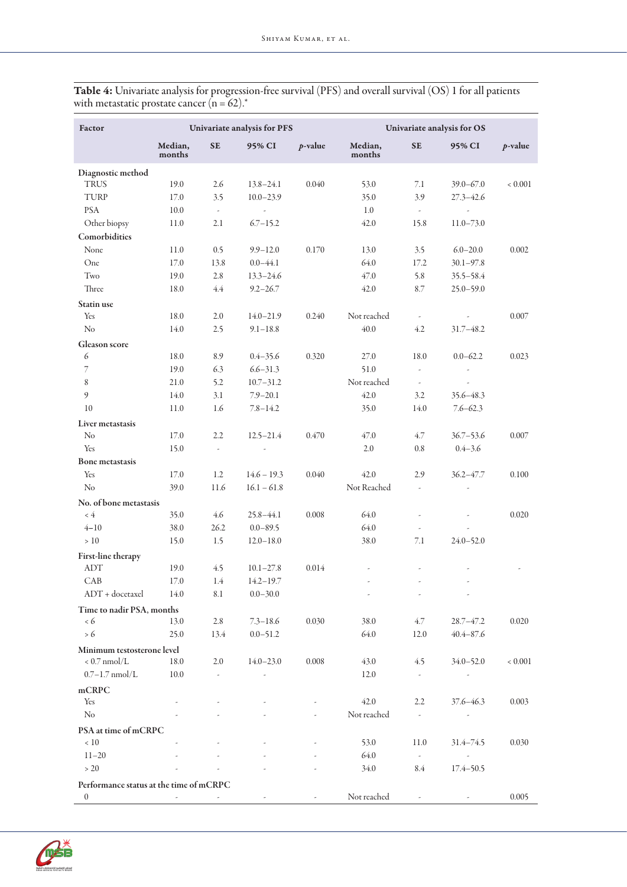**Table 4:** Univariate analysis for progression-free survival (PFS) and overall survival (OS) 1 for all patients with metastatic prostate cancer (n = 62).*

| Factor | Univariate analysis for PFS | | | | Univariate analysis for OS | | | |
|---|---|---|---|---|---|---|---|---|
| | Median, months | SE | 95% CI | *p*-value | Median, months | SE | 95% CI | *p*-value |
| **Diagnostic method** | | | | | | | | |
| TRUS | 19.0 | 2.6 | 13.8–24.1 | 0.040 | 53.0 | 7.1 | 39.0–67.0 | < 0.001 |
| TURP | 17.0 | 3.5 | 10.0–23.9 | | 35.0 | 3.9 | 27.3–42.6 | |
| PSA | 10.0 | - | - | | 1.0 | - | - | |
| Other biopsy | 11.0 | 2.1 | 6.7–15.2 | | 42.0 | 15.8 | 11.0–73.0 | |
| **Comorbidities** | | | | | | | | |
| None | 11.0 | 0.5 | 9.9–12.0 | 0.170 | 13.0 | 3.5 | 6.0–20.0 | 0.002 |
| One | 17.0 | 13.8 | 0.0–44.1 | | 64.0 | 17.2 | 30.1–97.8 | |
| Two | 19.0 | 2.8 | 13.3–24.6 | | 47.0 | 5.8 | 35.5–58.4 | |
| Three | 18.0 | 4.4 | 9.2–26.7 | | 42.0 | 8.7 | 25.0–59.0 | |
| **Statin use** | | | | | | | | |
| Yes | 18.0 | 2.0 | 14.0–21.9 | 0.240 | Not reached | - | - | 0.007 |
| No | 14.0 | 2.5 | 9.1–18.8 | | 40.0 | 4.2 | 31.7–48.2 | |
| **Gleason score** | | | | | | | | |
| 6 | 18.0 | 8.9 | 0.4–35.6 | 0.320 | 27.0 | 18.0 | 0.0–62.2 | 0.023 |
| 7 | 19.0 | 6.3 | 6.6–31.3 | | 51.0 | - | - | |
| 8 | 21.0 | 5.2 | 10.7–31.2 | | Not reached | - | - | |
| 9 | 14.0 | 3.1 | 7.9–20.1 | | 42.0 | 3.2 | 35.6–48.3 | |
| 10 | 11.0 | 1.6 | 7.8–14.2 | | 35.0 | 14.0 | 7.6–62.3 | |
| **Liver metastasis** | | | | | | | | |
| No | 17.0 | 2.2 | 12.5–21.4 | 0.470 | 47.0 | 4.7 | 36.7–53.6 | 0.007 |
| Yes | 15.0 | - | - | | 2.0 | 0.8 | 0.4–3.6 | |
| **Bone metastasis** | | | | | | | | |
| Yes | 17.0 | 1.2 | 14.6 – 19.3 | 0.040 | 42.0 | 2.9 | 36.2–47.7 | 0.100 |
| No | 39.0 | 11.6 | 16.1 – 61.8 | | Not Reached | - | - | |
| **No. of bone metastasis** | | | | | | | | |
| < 4 | 35.0 | 4.6 | 25.8–44.1 | 0.008 | 64.0 | - | - | 0.020 |
| 4–10 | 38.0 | 26.2 | 0.0–89.5 | | 64.0 | - | - | |
| > 10 | 15.0 | 1.5 | 12.0–18.0 | | 38.0 | 7.1 | 24.0–52.0 | |
| **First-line therapy** | | | | | | | | |
| ADT | 19.0 | 4.5 | 10.1–27.8 | 0.014 | - | - | - | - |
| CAB | 17.0 | 1.4 | 14.2–19.7 | | - | - | - | |
| ADT + docetaxel | 14.0 | 8.1 | 0.0–30.0 | | - | - | - | |
| **Time to nadir PSA, months** | | | | | | | | |
| < 6 | 13.0 | 2.8 | 7.3–18.6 | 0.030 | 38.0 | 4.7 | 28.7–47.2 | 0.020 |
| > 6 | 25.0 | 13.4 | 0.0–51.2 | | 64.0 | 12.0 | 40.4–87.6 | |
| **Minimum testosterone level** | | | | | | | | |
| < 0.7 nmol/L | 18.0 | 2.0 | 14.0–23.0 | 0.008 | 43.0 | 4.5 | 34.0–52.0 | < 0.001 |
| 0.7–1.7 nmol/L | 10.0 | - | - | | 12.0 | - | - | |
| **mCRPC** | | | | | | | | |
| Yes | - | - | - | - | 42.0 | 2.2 | 37.6–46.3 | 0.003 |
| No | - | - | - | - | Not reached | - | - | |
| **PSA at time of mCRPC** | | | | | | | | |
| < 10 | - | - | - | - | 53.0 | 11.0 | 31.4–74.5 | 0.030 |
| 11–20 | - | - | - | - | 64.0 | - | - | |
| > 20 | - | - | - | - | 34.0 | 8.4 | 17.4–50.5 | |
| **Performance status at the time of mCRPC** | | | | | | | | |
| 0 | - | - | - | - | Not reached | - | - | 0.005 |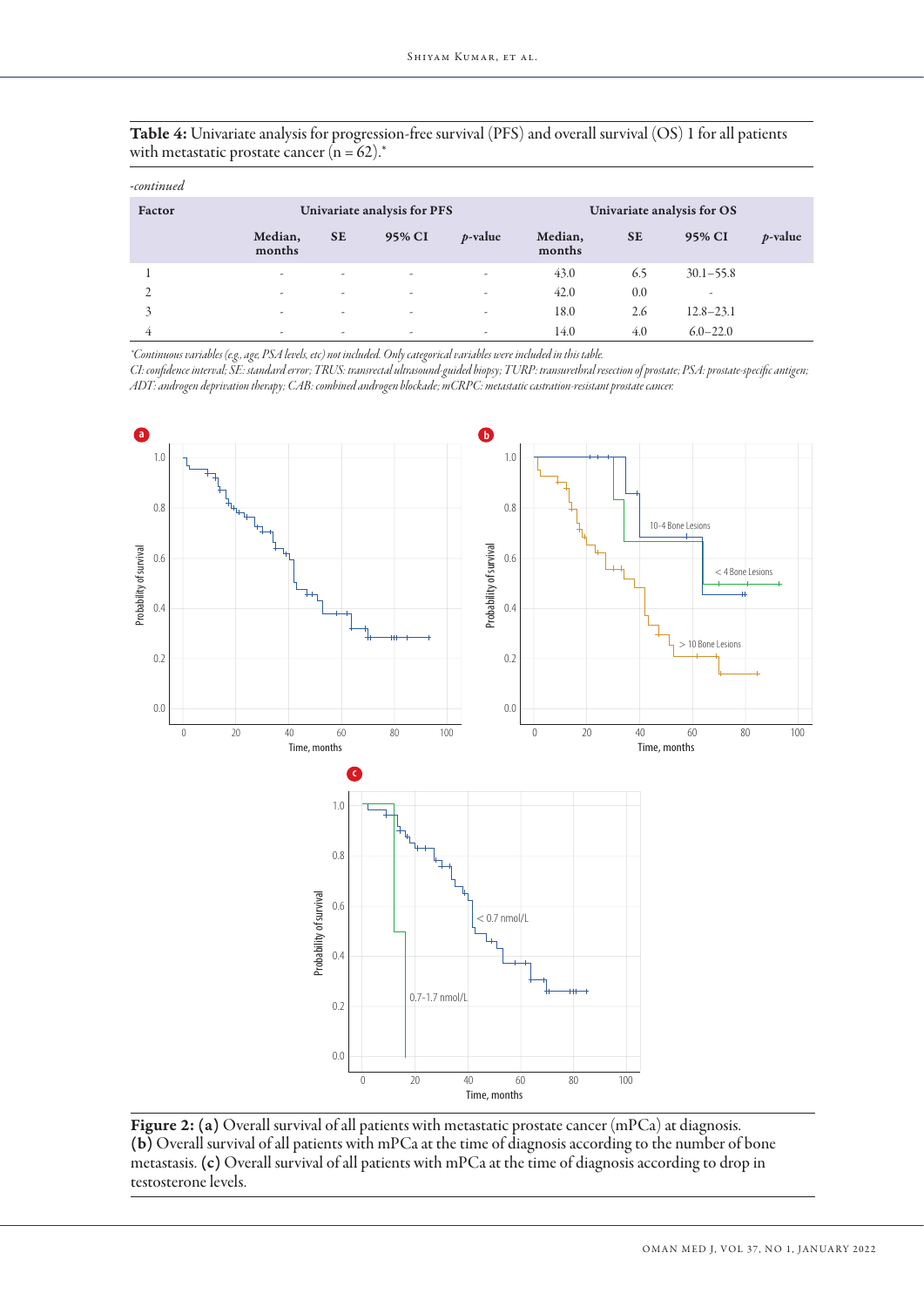**Table 4:** Univariate analysis for progression-free survival (PFS) and overall survival (OS) 1 for all patients with metastatic prostate cancer (n = 62).*

*-continued*

| Factor | Univariate analysis for PFS | | | | Univariate analysis for OS | | | |
|---|---|---|---|---|---|---|---|---|
| | Median, months | SE | 95% CI | *p*-value | Median, months | SE | 95% CI | *p*-value |
| 1 | - | - | - | - | 43.0 | 6.5 | 30.1–55.8 | |
| 2 | - | - | - | - | 42.0 | 0.0 | - | |
| 3 | - | - | - | - | 18.0 | 2.6 | 12.8–23.1 | |
| 4 | - | - | - | - | 14.0 | 4.0 | 6.0–22.0 | |

*Continuous variables (e.g., age, PSA levels, etc) not included. Only categorical variables were included in this table.*
*CI: confidence interval; SE: standard error; TRUS: transrectal ultrasound-guided biopsy; TURP: transurethral resection of prostate; PSA: prostate-specific antigen; ADT: androgen deprivation therapy; CAB: combined androgen blockade; mCRPC: metastatic castration-resistant prostate cancer.*

**Figure 2: (a)** Overall survival of all patients with metastatic prostate cancer (mPCa) at diagnosis. **(b)** Overall survival of all patients with mPCa at the time of diagnosis according to the number of bone metastasis. **(c)** Overall survival of all patients with mPCa at the time of diagnosis according to drop in testosterone levels.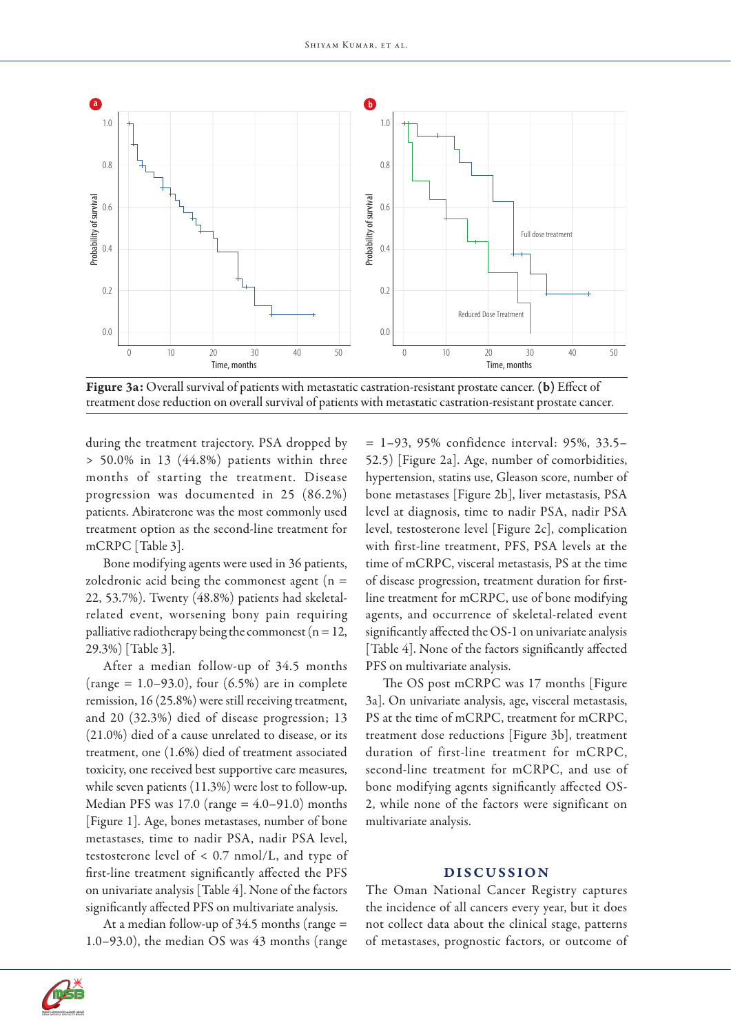Figure 3a: Overall survival of patients with metastatic castration-resistant prostate cancer. (b) Effect of treatment dose reduction on overall survival of patients with metastatic castration-resistant prostate cancer.

during the treatment trajectory. PSA dropped by > 50.0% in 13 (44.8%) patients within three months of starting the treatment. Disease progression was documented in 25 (86.2%) patients. Abiraterone was the most commonly used treatment option as the second-line treatment for mCRPC [Table 3].

Bone modifying agents were used in 36 patients, zoledronic acid being the commonest agent (n = 22, 53.7%). Twenty (48.8%) patients had skeletal-related event, worsening bony pain requiring palliative radiotherapy being the commonest (n = 12, 29.3%) [Table 3].

After a median follow-up of 34.5 months (range = 1.0–93.0), four (6.5%) are in complete remission, 16 (25.8%) were still receiving treatment, and 20 (32.3%) died of disease progression; 13 (21.0%) died of a cause unrelated to disease, or its treatment, one (1.6%) died of treatment associated toxicity, one received best supportive care measures, while seven patients (11.3%) were lost to follow-up. Median PFS was 17.0 (range = 4.0–91.0) months [Figure 1]. Age, bones metastases, number of bone metastases, time to nadir PSA, nadir PSA level, testosterone level of < 0.7 nmol/L, and type of first-line treatment significantly affected the PFS on univariate analysis [Table 4]. None of the factors significantly affected PFS on multivariate analysis.

At a median follow-up of 34.5 months (range = 1.0–93.0), the median OS was 43 months (range = 1–93, 95% confidence interval: 95%, 33.5–52.5) [Figure 2a]. Age, number of comorbidities, hypertension, statins use, Gleason score, number of bone metastases [Figure 2b], liver metastasis, PSA level at diagnosis, time to nadir PSA, nadir PSA level, testosterone level [Figure 2c], complication with first-line treatment, PFS, PSA levels at the time of mCRPC, visceral metastasis, PS at the time of disease progression, treatment duration for first-line treatment for mCRPC, use of bone modifying agents, and occurrence of skeletal-related event significantly affected the OS-1 on univariate analysis [Table 4]. None of the factors significantly affected PFS on multivariate analysis.

The OS post mCRPC was 17 months [Figure 3a]. On univariate analysis, age, visceral metastasis, PS at the time of mCRPC, treatment for mCRPC, treatment dose reductions [Figure 3b], treatment duration of first-line treatment for mCRPC, second-line treatment for mCRPC, and use of bone modifying agents significantly affected OS-2, while none of the factors were significant on multivariate analysis.

## DISCUSSION

The Oman National Cancer Registry captures the incidence of all cancers every year, but it does not collect data about the clinical stage, patterns of metastases, prognostic factors, or outcome of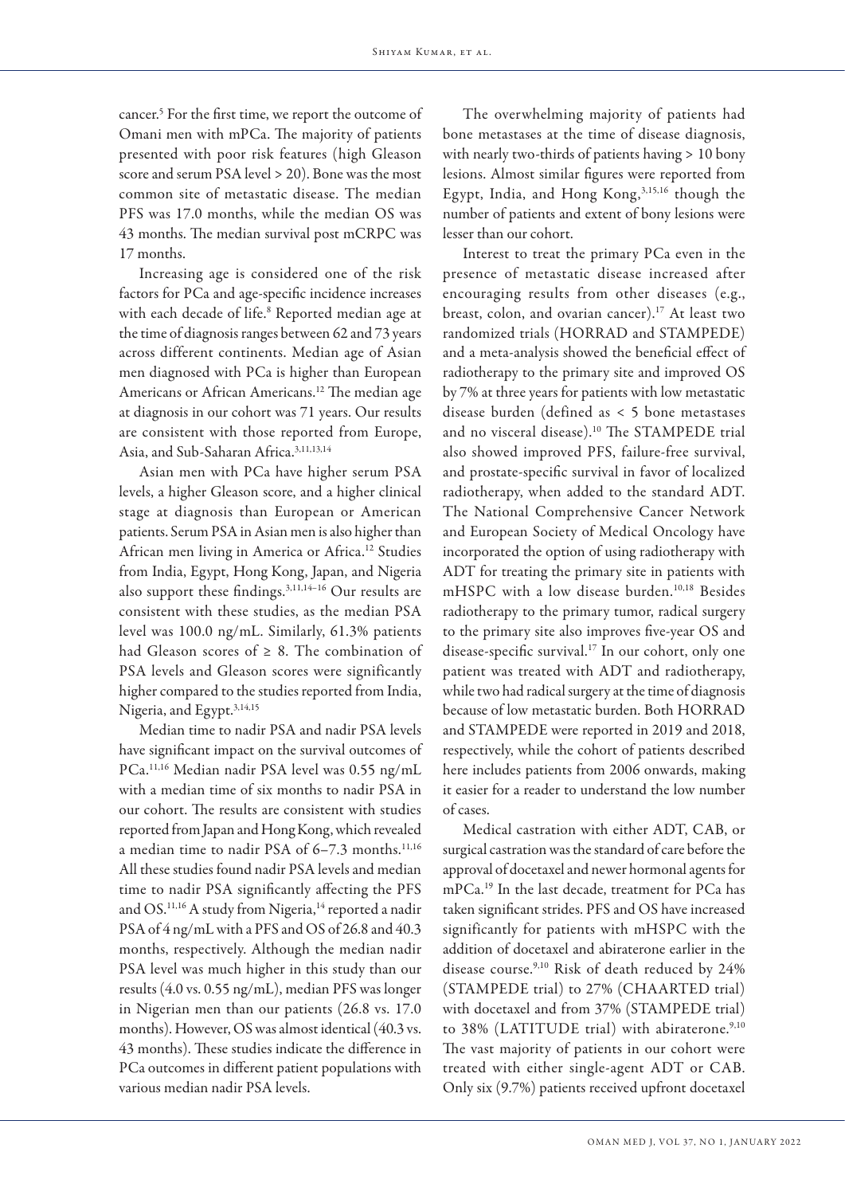cancer.[5] For the first time, we report the outcome of Omani men with mPCa. The majority of patients presented with poor risk features (high Gleason score and serum PSA level > 20). Bone was the most common site of metastatic disease. The median PFS was 17.0 months, while the median OS was 43 months. The median survival post mCRPC was 17 months.

Increasing age is considered one of the risk factors for PCa and age-specific incidence increases with each decade of life.[8] Reported median age at the time of diagnosis ranges between 62 and 73 years across different continents. Median age of Asian men diagnosed with PCa is higher than European Americans or African Americans.[12] The median age at diagnosis in our cohort was 71 years. Our results are consistent with those reported from Europe, Asia, and Sub-Saharan Africa.[3,11,13,14]

Asian men with PCa have higher serum PSA levels, a higher Gleason score, and a higher clinical stage at diagnosis than European or American patients. Serum PSA in Asian men is also higher than African men living in America or Africa.[12] Studies from India, Egypt, Hong Kong, Japan, and Nigeria also support these findings.[3,11,14–16] Our results are consistent with these studies, as the median PSA level was 100.0 ng/mL. Similarly, 61.3% patients had Gleason scores of ≥ 8. The combination of PSA levels and Gleason scores were significantly higher compared to the studies reported from India, Nigeria, and Egypt.[3,14,15]

Median time to nadir PSA and nadir PSA levels have significant impact on the survival outcomes of PCa.[11,16] Median nadir PSA level was 0.55 ng/mL with a median time of six months to nadir PSA in our cohort. The results are consistent with studies reported from Japan and Hong Kong, which revealed a median time to nadir PSA of 6–7.3 months.[11,16] All these studies found nadir PSA levels and median time to nadir PSA significantly affecting the PFS and OS.[11,16] A study from Nigeria,[14] reported a nadir PSA of 4 ng/mL with a PFS and OS of 26.8 and 40.3 months, respectively. Although the median nadir PSA level was much higher in this study than our results (4.0 vs. 0.55 ng/mL), median PFS was longer in Nigerian men than our patients (26.8 vs. 17.0 months). However, OS was almost identical (40.3 vs. 43 months). These studies indicate the difference in PCa outcomes in different patient populations with various median nadir PSA levels.

The overwhelming majority of patients had bone metastases at the time of disease diagnosis, with nearly two-thirds of patients having > 10 bony lesions. Almost similar figures were reported from Egypt, India, and Hong Kong,[3,15,16] though the number of patients and extent of bony lesions were lesser than our cohort.

Interest to treat the primary PCa even in the presence of metastatic disease increased after encouraging results from other diseases (e.g., breast, colon, and ovarian cancer).[17] At least two randomized trials (HORRAD and STAMPEDE) and a meta-analysis showed the beneficial effect of radiotherapy to the primary site and improved OS by 7% at three years for patients with low metastatic disease burden (defined as < 5 bone metastases and no visceral disease).[10] The STAMPEDE trial also showed improved PFS, failure-free survival, and prostate-specific survival in favor of localized radiotherapy, when added to the standard ADT. The National Comprehensive Cancer Network and European Society of Medical Oncology have incorporated the option of using radiotherapy with ADT for treating the primary site in patients with mHSPC with a low disease burden.[10,18] Besides radiotherapy to the primary tumor, radical surgery to the primary site also improves five-year OS and disease-specific survival.[17] In our cohort, only one patient was treated with ADT and radiotherapy, while two had radical surgery at the time of diagnosis because of low metastatic burden. Both HORRAD and STAMPEDE were reported in 2019 and 2018, respectively, while the cohort of patients described here includes patients from 2006 onwards, making it easier for a reader to understand the low number of cases.

Medical castration with either ADT, CAB, or surgical castration was the standard of care before the approval of docetaxel and newer hormonal agents for mPCa.[19] In the last decade, treatment for PCa has taken significant strides. PFS and OS have increased significantly for patients with mHSPC with the addition of docetaxel and abiraterone earlier in the disease course.[9,10] Risk of death reduced by 24% (STAMPEDE trial) to 27% (CHAARTED trial) with docetaxel and from 37% (STAMPEDE trial) to 38% (LATITUDE trial) with abiraterone.[9,10] The vast majority of patients in our cohort were treated with either single-agent ADT or CAB. Only six (9.7%) patients received upfront docetaxel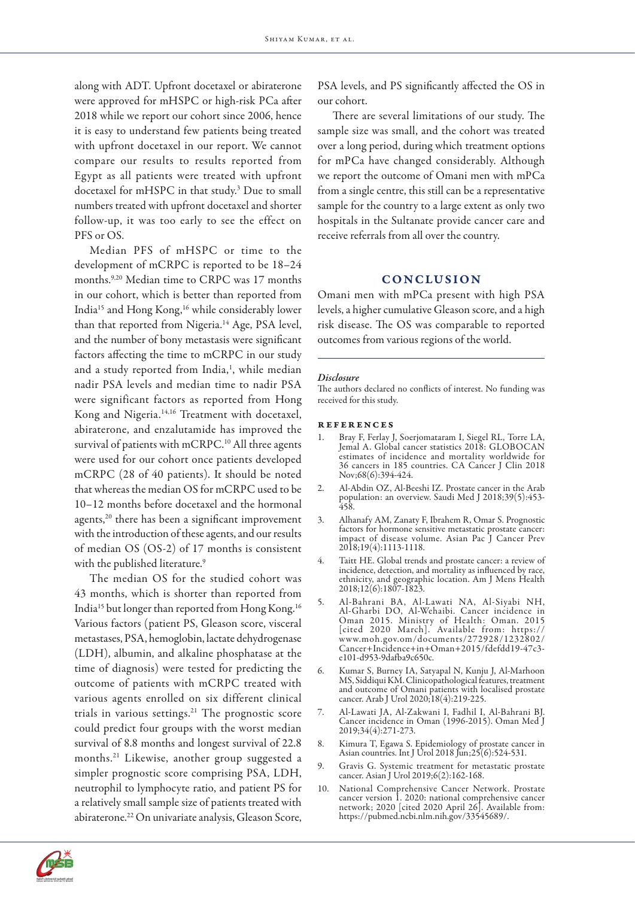along with ADT. Upfront docetaxel or abiraterone were approved for mHSPC or high-risk PCa after 2018 while we report our cohort since 2006, hence it is easy to understand few patients being treated with upfront docetaxel in our report. We cannot compare our results to results reported from Egypt as all patients were treated with upfront docetaxel for mHSPC in that study.[3] Due to small numbers treated with upfront docetaxel and shorter follow-up, it was too early to see the effect on PFS or OS.

Median PFS of mHSPC or time to the development of mCRPC is reported to be 18–24 months.[9,20] Median time to CRPC was 17 months in our cohort, which is better than reported from India[15] and Hong Kong,[16] while considerably lower than that reported from Nigeria.[14] Age, PSA level, and the number of bony metastasis were significant factors affecting the time to mCRPC in our study and a study reported from India,[1], while median nadir PSA levels and median time to nadir PSA were significant factors as reported from Hong Kong and Nigeria.[14,16] Treatment with docetaxel, abiraterone, and enzalutamide has improved the survival of patients with mCRPC.[10] All three agents were used for our cohort once patients developed mCRPC (28 of 40 patients). It should be noted that whereas the median OS for mCRPC used to be 10–12 months before docetaxel and the hormonal agents,[20] there has been a significant improvement with the introduction of these agents, and our results of median OS (OS-2) of 17 months is consistent with the published literature.[9]

The median OS for the studied cohort was 43 months, which is shorter than reported from India[15] but longer than reported from Hong Kong.[16] Various factors (patient PS, Gleason score, visceral metastases, PSA, hemoglobin, lactate dehydrogenase (LDH), albumin, and alkaline phosphatase at the time of diagnosis) were tested for predicting the outcome of patients with mCRPC treated with various agents enrolled on six different clinical trials in various settings.[21] The prognostic score could predict four groups with the worst median survival of 8.8 months and longest survival of 22.8 months.[21] Likewise, another group suggested a simpler prognostic score comprising PSA, LDH, neutrophil to lymphocyte ratio, and patient PS for a relatively small sample size of patients treated with abiraterone.[22] On univariate analysis, Gleason Score, PSA levels, and PS significantly affected the OS in our cohort.

There are several limitations of our study. The sample size was small, and the cohort was treated over a long period, during which treatment options for mPCa have changed considerably. Although we report the outcome of Omani men with mPCa from a single centre, this still can be a representative sample for the country to a large extent as only two hospitals in the Sultanate provide cancer care and receive referrals from all over the country.

## CONCLUSION

Omani men with mPCa present with high PSA levels, a higher cumulative Gleason score, and a high risk disease. The OS was comparable to reported outcomes from various regions of the world.

### *Disclosure*

The authors declared no conflicts of interest. No funding was received for this study.

### REFERENCES

1. Bray F, Ferlay J, Soerjomataram I, Siegel RL, Torre LA, Jemal A. Global cancer statistics 2018: GLOBOCAN estimates of incidence and mortality worldwide for 36 cancers in 185 countries. CA Cancer J Clin 2018 Nov;68(6):394-424.
2. Al-Abdin OZ, Al-Beeshi IZ. Prostate cancer in the Arab population: an overview. Saudi Med J 2018;39(5):453-458.
3. Alhanafy AM, Zanaty F, Ibrahem R, Omar S. Prognostic factors for hormone sensitive metastatic prostate cancer: impact of disease volume. Asian Pac J Cancer Prev 2018;19(4):1113-1118.
4. Taitt HE. Global trends and prostate cancer: a review of incidence, detection, and mortality as influenced by race, ethnicity, and geographic location. Am J Mens Health 2018;12(6):1807-1823.
5. Al-Bahrani BA, Al-Lawati NA, Al-Siyabi NH, Al-Gharbi DO, Al-Wehaibi. Cancer incidence in Oman 2015. Ministry of Health: Oman. 2015 [cited 2020 March]. Available from: https://www.moh.gov.om/documents/272928/1232802/Cancer+Incidence+in+Oman+2015/fdefdd19-47c3-e101-d953-9dafba9c650c.
6. Kumar S, Burney IA, Satyapal N, Kunju J, Al-Marhoon MS, Siddiqui KM. Clinicopathological features, treatment and outcome of Omani patients with localised prostate cancer. Arab J Urol 2020;18(4):219-225.
7. Al-Lawati JA, Al-Zakwani I, Fadhil I, Al-Bahrani BJ. Cancer incidence in Oman (1996-2015). Oman Med J 2019;34(4):271-273.
8. Kimura T, Egawa S. Epidemiology of prostate cancer in Asian countries. Int J Urol 2018 Jun;25(6):524-531.
9. Gravis G. Systemic treatment for metastatic prostate cancer. Asian J Urol 2019;6(2):162-168.
10. National Comprehensive Cancer Network. Prostate cancer version 1. 2020: national comprehensive cancer network; 2020 [cited 2020 April 26]. Available from: https://pubmed.ncbi.nlm.nih.gov/33545689/.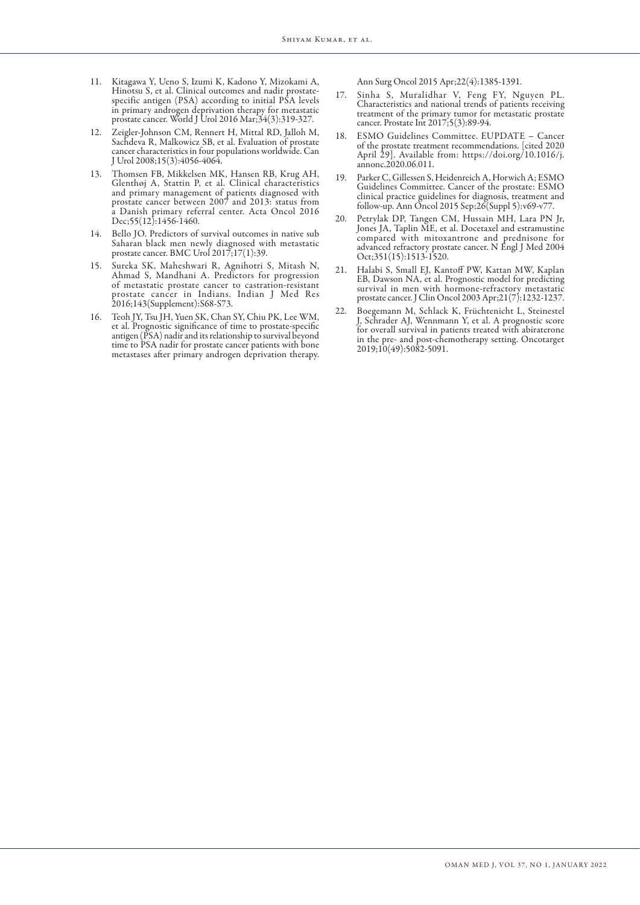11. Kitagawa Y, Ueno S, Izumi K, Kadono Y, Mizokami A, Hinotsu S, et al. Clinical outcomes and nadir prostate-specific antigen (PSA) according to initial PSA levels in primary androgen deprivation therapy for metastatic prostate cancer. World J Urol 2016 Mar;34(3):319-327.
12. Zeigler-Johnson CM, Rennert H, Mittal RD, Jalloh M, Sachdeva R, Malkowicz SB, et al. Evaluation of prostate cancer characteristics in four populations worldwide. Can J Urol 2008;15(3):4056-4064.
13. Thomsen FB, Mikkelsen MK, Hansen RB, Krug AH, Glenthøj A, Stattin P, et al. Clinical characteristics and primary management of patients diagnosed with prostate cancer between 2007 and 2013: status from a Danish primary referral center. Acta Oncol 2016 Dec;55(12):1456-1460.
14. Bello JO. Predictors of survival outcomes in native sub Saharan black men newly diagnosed with metastatic prostate cancer. BMC Urol 2017;17(1):39.
15. Sureka SK, Maheshwari R, Agnihotri S, Mitash N, Ahmad S, Mandhani A. Predictors for progression of metastatic prostate cancer to castration-resistant prostate cancer in Indians. Indian J Med Res 2016;143(Supplement):S68-S73.
16. Teoh JY, Tsu JH, Yuen SK, Chan SY, Chiu PK, Lee WM, et al. Prognostic significance of time to prostate-specific antigen (PSA) nadir and its relationship to survival beyond time to PSA nadir for prostate cancer patients with bone metastases after primary androgen deprivation therapy. Ann Surg Oncol 2015 Apr;22(4):1385-1391.
17. Sinha S, Muralidhar V, Feng FY, Nguyen PL. Characteristics and national trends of patients receiving treatment of the primary tumor for metastatic prostate cancer. Prostate Int 2017;5(3):89-94.
18. ESMO Guidelines Committee. EUPDATE – Cancer of the prostate treatment recommendations. [cited 2020 April 29]. Available from: https://doi.org/10.1016/j.annonc.2020.06.011.
19. Parker C, Gillessen S, Heidenreich A, Horwich A; ESMO Guidelines Committee. Cancer of the prostate: ESMO clinical practice guidelines for diagnosis, treatment and follow-up. Ann Oncol 2015 Sep;26(Suppl 5):v69-v77.
20. Petrylak DP, Tangen CM, Hussain MH, Lara PN Jr, Jones JA, Taplin ME, et al. Docetaxel and estramustine compared with mitoxantrone and prednisone for advanced refractory prostate cancer. N Engl J Med 2004 Oct;351(15):1513-1520.
21. Halabi S, Small EJ, Kantoff PW, Kattan MW, Kaplan EB, Dawson NA, et al. Prognostic model for predicting survival in men with hormone-refractory metastatic prostate cancer. J Clin Oncol 2003 Apr;21(7):1232-1237.
22. Boegemann M, Schlack K, Früchtenicht L, Steinestel J, Schrader AJ, Wennmann Y, et al. A prognostic score for overall survival in patients treated with abiraterone in the pre- and post-chemotherapy setting. Oncotarget 2019;10(49):5082-5091.